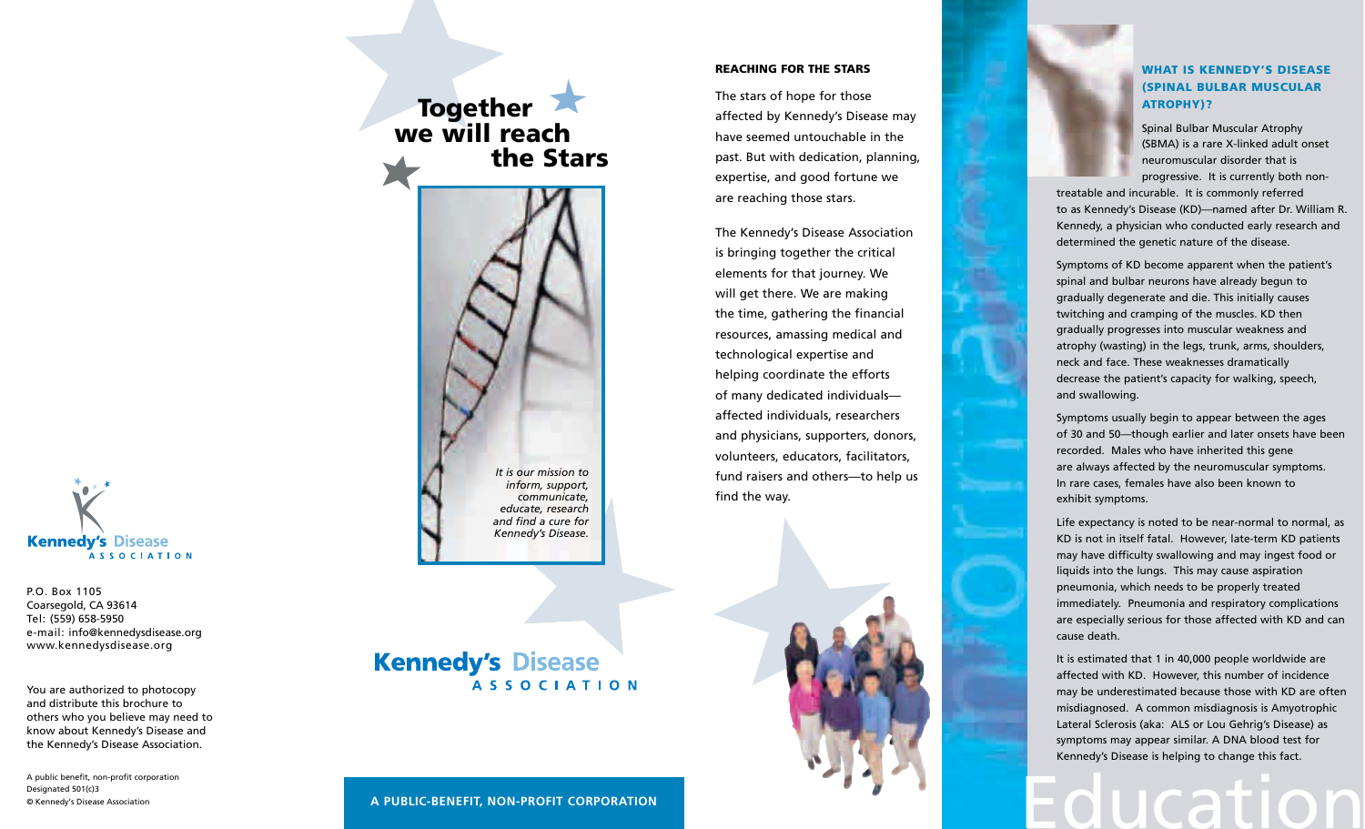Kennedy's Disease ASSOCIATION

P.O. Box 1105
Coarsegold, CA 93614
Tel: (559) 658-5950
e-mail: info@kennedysdisease.org
www.kennedysdisease.org

You are authorized to photocopy and distribute this brochure to others who you believe may need to know about Kennedy's Disease and the Kennedy's Disease Association.

A public benefit, non-profit corporation
Designated 501(c)3
© Kennedy's Disease Association

# Together we will reach the Stars

*It is our mission to inform, support, communicate, educate, research and find a cure for Kennedy's Disease.*

Kennedy's Disease ASSOCIATION

**A PUBLIC-BENEFIT, NON-PROFIT CORPORATION**

## REACHING FOR THE STARS

The stars of hope for those affected by Kennedy's Disease may have seemed untouchable in the past. But with dedication, planning, expertise, and good fortune we are reaching those stars.

The Kennedy's Disease Association is bringing together the critical elements for that journey. We will get there. We are making the time, gathering the financial resources, amassing medical and technological expertise and helping coordinate the efforts of many dedicated individuals—affected individuals, researchers and physicians, supporters, donors, volunteers, educators, facilitators, fund raisers and others—to help us find the way.

Information

## WHAT IS KENNEDY'S DISEASE (SPINAL BULBAR MUSCULAR ATROPHY)?

Spinal Bulbar Muscular Atrophy (SBMA) is a rare X-linked adult onset neuromuscular disorder that is progressive. It is currently both non-treatable and incurable. It is commonly referred to as Kennedy's Disease (KD)—named after Dr. William R. Kennedy, a physician who conducted early research and determined the genetic nature of the disease.

Symptoms of KD become apparent when the patient's spinal and bulbar neurons have already begun to gradually degenerate and die. This initially causes twitching and cramping of the muscles. KD then gradually progresses into muscular weakness and atrophy (wasting) in the legs, trunk, arms, shoulders, neck and face. These weaknesses dramatically decrease the patient's capacity for walking, speech, and swallowing.

Symptoms usually begin to appear between the ages of 30 and 50—though earlier and later onsets have been recorded. Males who have inherited this gene are always affected by the neuromuscular symptoms. In rare cases, females have also been known to exhibit symptoms.

Life expectancy is noted to be near-normal to normal, as KD is not in itself fatal. However, late-term KD patients may have difficulty swallowing and may ingest food or liquids into the lungs. This may cause aspiration pneumonia, which needs to be properly treated immediately. Pneumonia and respiratory complications are especially serious for those affected with KD and can cause death.

It is estimated that 1 in 40,000 people worldwide are affected with KD. However, this number of incidence may be underestimated because those with KD are often misdiagnosed. A common misdiagnosis is Amyotrophic Lateral Sclerosis (aka: ALS or Lou Gehrig's Disease) as symptoms may appear similar. A DNA blood test for Kennedy's Disease is helping to change this fact.

Education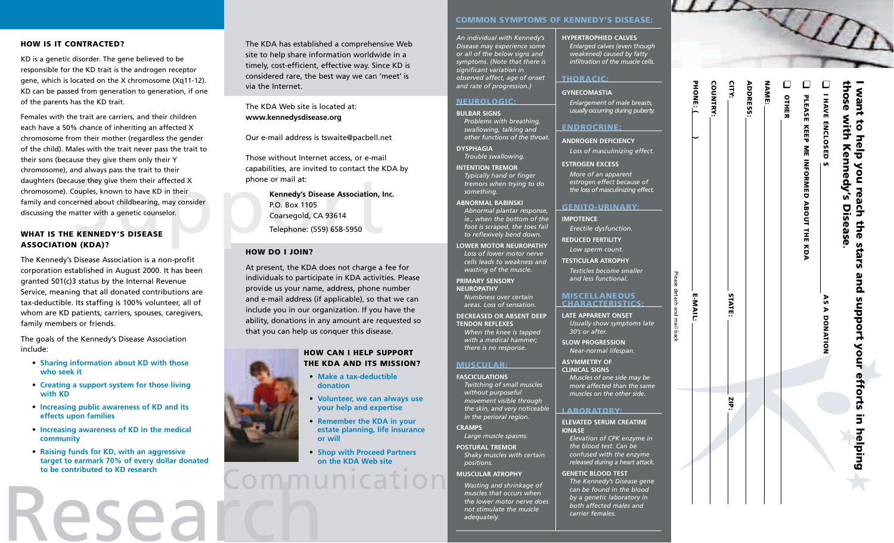## HOW IS IT CONTRACTED?

KD is a genetic disorder. The gene believed to be responsible for the KD trait is the androgen receptor gene, which is located on the X chromosome (Xq11-12). KD can be passed from generation to generation, if one of the parents has the KD trait.

Females with the trait are carriers, and their children each have a 50% chance of inheriting an affected X chromosome from their mother (regardless the gender of the child). Males with the trait never pass the trait to their sons (because they give them only their Y chromosome), and always pass the trait to their daughters (because they give them their affected X chromosome). Couples, known to have KD in their family and concerned about childbearing, may consider discussing the matter with a genetic counselor.

## WHAT IS THE KENNEDY'S DISEASE ASSOCIATION (KDA)?

The Kennedy's Disease Association is a non-profit corporation established in August 2000. It has been granted 501(c)3 status by the Internal Revenue Service, meaning that all donated contributions are tax-deductible. Its staffing is 100% volunteer, all of whom are KD patients, carriers, spouses, caregivers, family members or friends.

The goals of the Kennedy's Disease Association include:

- **Sharing information about KD with those who seek it**
- **Creating a support system for those living with KD**
- **Increasing public awareness of KD and its effects upon families**
- **Increasing awareness of KD in the medical community**
- **Raising funds for KD, with an aggressive target to earmark 70% of every dollar donated to be contributed to KD research**

Research

Support

The KDA has established a comprehensive Web site to help share information worldwide in a timely, cost-efficient, effective way. Since KD is considered rare, the best way we can 'meet' is via the Internet.

The KDA Web site is located at:
**www.kennedysdisease.org**

Our e-mail address is tswaite@pacbell.net

Those without Internet access, or e-mail capabilities, are invited to contact the KDA by phone or mail at:

**Kennedy's Disease Association, Inc.**
P.O. Box 1105
Coarsegold, CA 93614
Telephone: (559) 658-5950

## HOW DO I JOIN?

At present, the KDA does not charge a fee for individuals to participate in KDA activities. Please provide us your name, address, phone number and e-mail address (if applicable), so that we can include you in our organization. If you have the ability, donations in any amount are requested so that you can help us conquer this disease.

## HOW CAN I HELP SUPPORT THE KDA AND ITS MISSION?

- **Make a tax-deductible donation**
- **Volunteer, we can always use your help and expertise**
- **Remember the KDA in your estate planning, life insurance or will**
- **Shop with Proceed Partners on the KDA Web site**

Communication

## COMMON SYMPTOMS OF KENNEDY'S DISEASE:

*An individual with Kennedy's Disease may experience some or all of the below signs and symptoms. (Note that there is significant variation in observed affect, age of onset and rate of progression.)*

### NEUROLOGIC:

**BULBAR SIGNS**
*Problems with breathing, swallowing, talking and other functions of the throat.*

**DYSPHAGIA**
*Trouble swallowing.*

**INTENTION TREMOR**
*Typically hand or finger tremors when trying to do something.*

**ABNORMAL BABINSKI**
*Abnormal plantar response, ie., when the bottom of the foot is scraped, the toes fail to reflexively bend down.*

**LOWER MOTOR NEUROPATHY**
*Loss of lower motor nerve cells leads to weakness and wasting of the muscle.*

**PRIMARY SENSORY NEUROPATHY**
*Numbness over certain areas. Loss of sensation.*

**DECREASED OR ABSENT DEEP TENDON REFLEXES**
*When the knee is tapped with a medical hammer; there is no response.*

### MUSCULAR:

**FASCICULATIONS**
*Twitching of small muscles without purposeful movement visible through the skin, and very noticeable in the perioral region.*

**CRAMPS**
*Large muscle spasms.*

**POSTURAL TREMOR**
*Shaky muscles with certain positions.*

**MUSCULAR ATROPHY**
*Wasting and shrinkage of muscles that occurs when the lower motor nerve does not stimulate the muscle adequately.*

**HYPERTROPHIED CALVES**
*Enlarged calves (even though weakened) caused by fatty infiltration of the muscle cells.*

### THORACIC:

**GYNECOMASTIA**
*Enlargement of male breasts, usually occurring during puberty.*

### ENDROCRINE:

**ANDROGEN DEFICIENCY**
*Loss of masculinizing effect.*

**ESTROGEN EXCESS**
*More of an apparent estrogen effect because of the loss of masculinizing effect.*

### GENITO-URINARY:

**IMPOTENCE**
*Erectile dysfunction.*

**REDUCED FERTILITY**
*Low sperm count.*

**TESTICULAR ATROPHY**
*Testicles become smaller and less functional.*

### MISCELLANEOUS CHARACTERISTICS:

**LATE APPARENT ONSET**
*Usually show symptoms late 30's or after.*

**SLOW PROGRESSION**
*Near-normal lifespan.*

**ASYMMETRY OF CLINICAL SIGNS**
*Muscles of one side may be more affected than the same muscles on the other side.*

### LABORATORY:

**ELEVATED SERUM CREATINE KINASE**
*Elevation of CPK enzyme in the blood test. Can be confused with the enzyme released during a heart attack.*

**GENETIC BLOOD TEST**
*The Kennedy's Disease gene can be found in the blood by a genetic laboratory in both affected males and carrier females.*

Please detach and mail back

## I want to help you reach the stars and support your efforts in helping those with Kennedy's Disease.

☐ **I HAVE ENCLOSED $** ____________ **AS A DONATION**

☐ **PLEASE KEEP ME INFORMED ABOUT THE KDA**

☐ **OTHER** ____________

**NAME:** ____________

**ADDRESS:** ____________

**CITY:** ____________ **STATE:** ____________ **ZIP:** ____________

**COUNTRY:** ____________

**PHONE:** ( ) ____________ **E-MAIL:** ____________